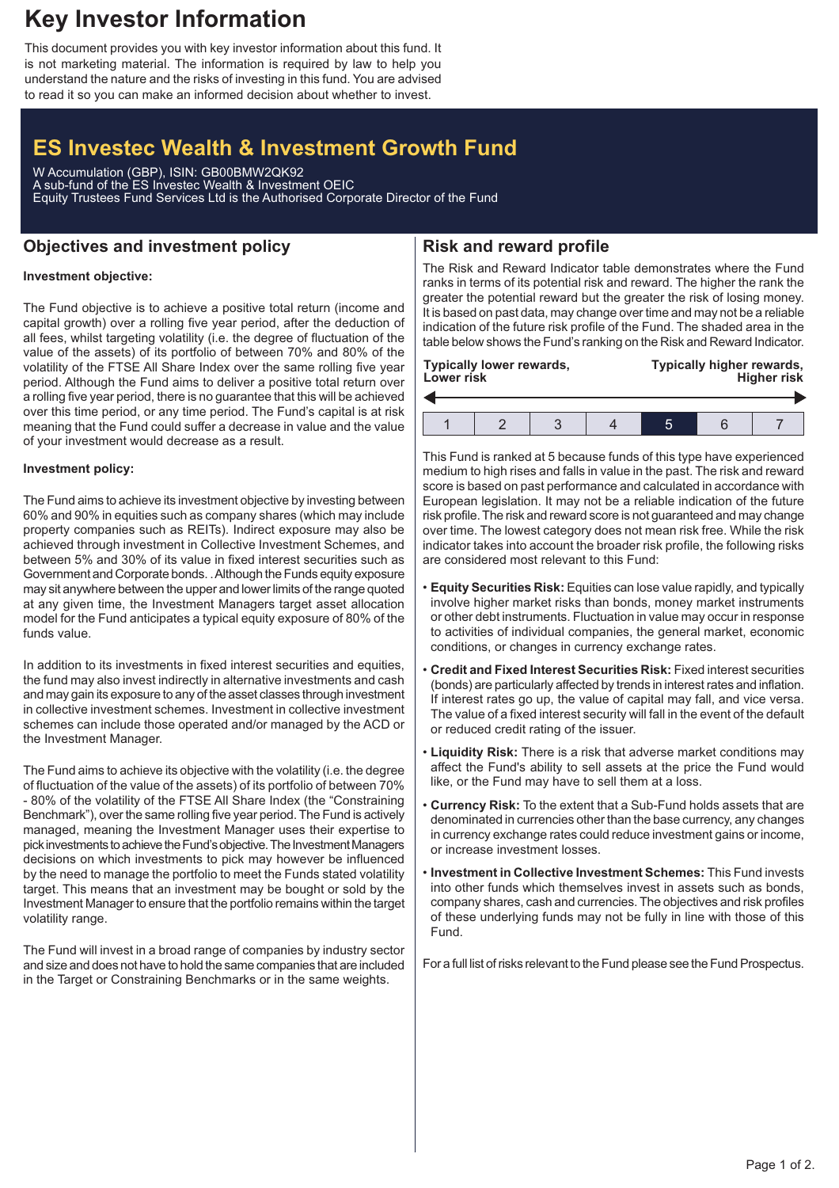# Key Investor Information

This document provides you with key investor information about this fund. It is not marketing material. The information is required by law to help you understand the nature and the risks of investing in this fund. You are advised to read it so you can make an informed decision about whether to invest.

## ES Investec Wealth & Investment Growth Fund

W Accumulation (GBP), ISIN: GB00BMW2QK92
A sub-fund of the ES Investec Wealth & Investment OEIC
Equity Trustees Fund Services Ltd is the Authorised Corporate Director of the Fund

## Objectives and investment policy

**Investment objective:**

The Fund objective is to achieve a positive total return (income and capital growth) over a rolling five year period, after the deduction of all fees, whilst targeting volatility (i.e. the degree of fluctuation of the value of the assets) of its portfolio of between 70% and 80% of the volatility of the FTSE All Share Index over the same rolling five year period. Although the Fund aims to deliver a positive total return over a rolling five year period, there is no guarantee that this will be achieved over this time period, or any time period. The Fund's capital is at risk meaning that the Fund could suffer a decrease in value and the value of your investment would decrease as a result.

**Investment policy:**

The Fund aims to achieve its investment objective by investing between 60% and 90% in equities such as company shares (which may include property companies such as REITs). Indirect exposure may also be achieved through investment in Collective Investment Schemes, and between 5% and 30% of its value in fixed interest securities such as Government and Corporate bonds. . Although the Funds equity exposure may sit anywhere between the upper and lower limits of the range quoted at any given time, the Investment Managers target asset allocation model for the Fund anticipates a typical equity exposure of 80% of the funds value.

In addition to its investments in fixed interest securities and equities, the fund may also invest indirectly in alternative investments and cash and may gain its exposure to any of the asset classes through investment in collective investment schemes. Investment in collective investment schemes can include those operated and/or managed by the ACD or the Investment Manager.

The Fund aims to achieve its objective with the volatility (i.e. the degree of fluctuation of the value of the assets) of its portfolio of between 70% - 80% of the volatility of the FTSE All Share Index (the "Constraining Benchmark"), over the same rolling five year period. The Fund is actively managed, meaning the Investment Manager uses their expertise to pick investments to achieve the Fund's objective. The Investment Managers decisions on which investments to pick may however be influenced by the need to manage the portfolio to meet the Funds stated volatility target. This means that an investment may be bought or sold by the Investment Manager to ensure that the portfolio remains within the target volatility range.

The Fund will invest in a broad range of companies by industry sector and size and does not have to hold the same companies that are included in the Target or Constraining Benchmarks or in the same weights.

## Risk and reward profile

The Risk and Reward Indicator table demonstrates where the Fund ranks in terms of its potential risk and reward. The higher the rank the greater the potential reward but the greater the risk of losing money. It is based on past data, may change over time and may not be a reliable indication of the future risk profile of the Fund. The shaded area in the table below shows the Fund's ranking on the Risk and Reward Indicator.

**Typically lower rewards, Lower risk** — **Typically higher rewards, Higher risk**

| 1 | 2 | 3 | 4 | **5** | 6 | 7 |
|---|---|---|---|---|---|---|

This Fund is ranked at 5 because funds of this type have experienced medium to high rises and falls in value in the past. The risk and reward score is based on past performance and calculated in accordance with European legislation. It may not be a reliable indication of the future risk profile. The risk and reward score is not guaranteed and may change over time. The lowest category does not mean risk free. While the risk indicator takes into account the broader risk profile, the following risks are considered most relevant to this Fund:

- **Equity Securities Risk:** Equities can lose value rapidly, and typically involve higher market risks than bonds, money market instruments or other debt instruments. Fluctuation in value may occur in response to activities of individual companies, the general market, economic conditions, or changes in currency exchange rates.
- **Credit and Fixed Interest Securities Risk:** Fixed interest securities (bonds) are particularly affected by trends in interest rates and inflation. If interest rates go up, the value of capital may fall, and vice versa. The value of a fixed interest security will fall in the event of the default or reduced credit rating of the issuer.
- **Liquidity Risk:** There is a risk that adverse market conditions may affect the Fund's ability to sell assets at the price the Fund would like, or the Fund may have to sell them at a loss.
- **Currency Risk:** To the extent that a Sub-Fund holds assets that are denominated in currencies other than the base currency, any changes in currency exchange rates could reduce investment gains or income, or increase investment losses.
- **Investment in Collective Investment Schemes:** This Fund invests into other funds which themselves invest in assets such as bonds, company shares, cash and currencies. The objectives and risk profiles of these underlying funds may not be fully in line with those of this Fund.

For a full list of risks relevant to the Fund please see the Fund Prospectus.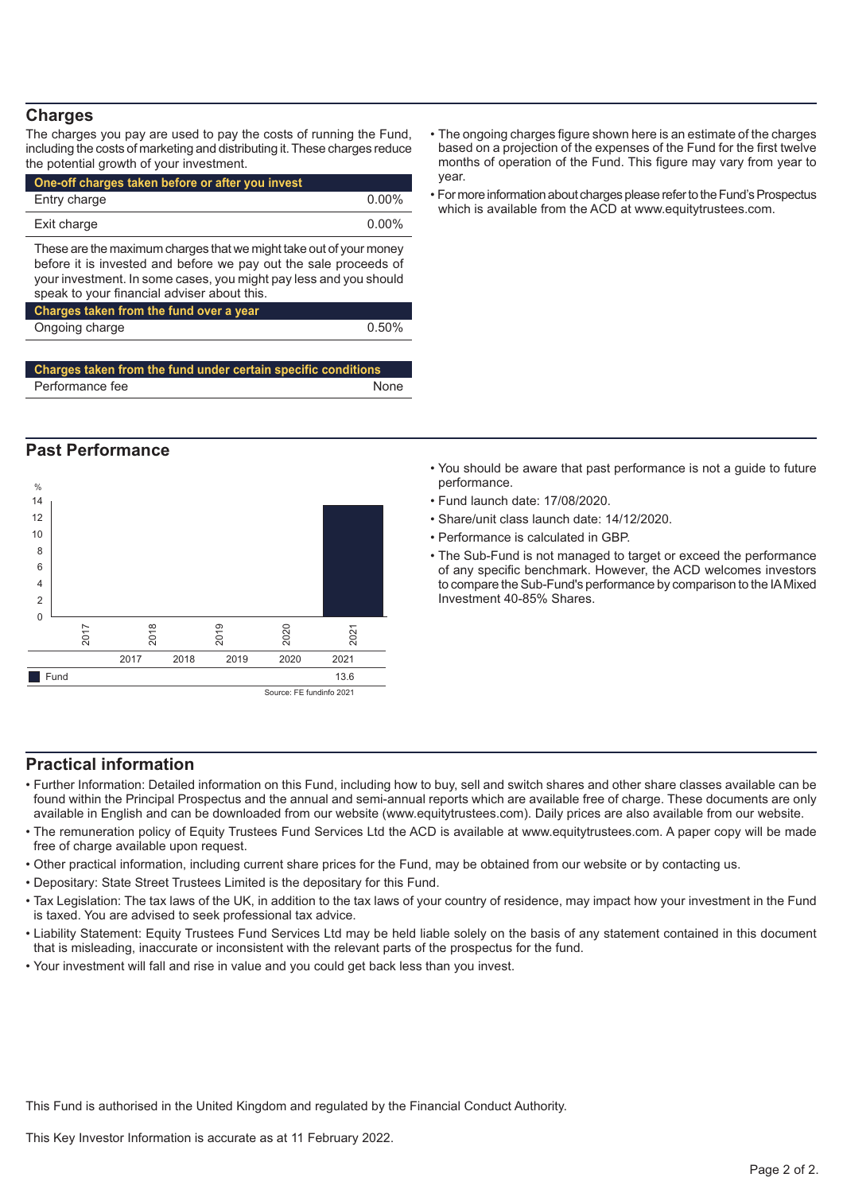## Charges

The charges you pay are used to pay the costs of running the Fund, including the costs of marketing and distributing it. These charges reduce the potential growth of your investment.

| One-off charges taken before or after you invest | |
|---|---|
| Entry charge | 0.00% |
| Exit charge | 0.00% |

These are the maximum charges that we might take out of your money before it is invested and before we pay out the sale proceeds of your investment. In some cases, you might pay less and you should speak to your financial adviser about this.

| Charges taken from the fund over a year | |
|---|---|
| Ongoing charge | 0.50% |

| Charges taken from the fund under certain specific conditions | |
|---|---|
| Performance fee | None |

- The ongoing charges figure shown here is an estimate of the charges based on a projection of the expenses of the Fund for the first twelve months of operation of the Fund. This figure may vary from year to year.
- For more information about charges please refer to the Fund's Prospectus which is available from the ACD at www.equitytrustees.com.

## Past Performance

%
14
12
10
8
6
4
2
0
2017 2018 2019 2020 2021

2017 2018 2019 2020 2021
Fund 13.6

Source: FE fundinfo 2021

- You should be aware that past performance is not a guide to future performance.
- Fund launch date: 17/08/2020.
- Share/unit class launch date: 14/12/2020.
- Performance is calculated in GBP.
- The Sub-Fund is not managed to target or exceed the performance of any specific benchmark. However, the ACD welcomes investors to compare the Sub-Fund's performance by comparison to the IA Mixed Investment 40-85% Shares.

## Practical information

- Further Information: Detailed information on this Fund, including how to buy, sell and switch shares and other share classes available can be found within the Principal Prospectus and the annual and semi-annual reports which are available free of charge. These documents are only available in English and can be downloaded from our website (www.equitytrustees.com). Daily prices are also available from our website.
- The remuneration policy of Equity Trustees Fund Services Ltd the ACD is available at www.equitytrustees.com. A paper copy will be made free of charge available upon request.
- Other practical information, including current share prices for the Fund, may be obtained from our website or by contacting us.
- Depositary: State Street Trustees Limited is the depositary for this Fund.
- Tax Legislation: The tax laws of the UK, in addition to the tax laws of your country of residence, may impact how your investment in the Fund is taxed. You are advised to seek professional tax advice.
- Liability Statement: Equity Trustees Fund Services Ltd may be held liable solely on the basis of any statement contained in this document that is misleading, inaccurate or inconsistent with the relevant parts of the prospectus for the fund.
- Your investment will fall and rise in value and you could get back less than you invest.

This Fund is authorised in the United Kingdom and regulated by the Financial Conduct Authority.

This Key Investor Information is accurate as at 11 February 2022.